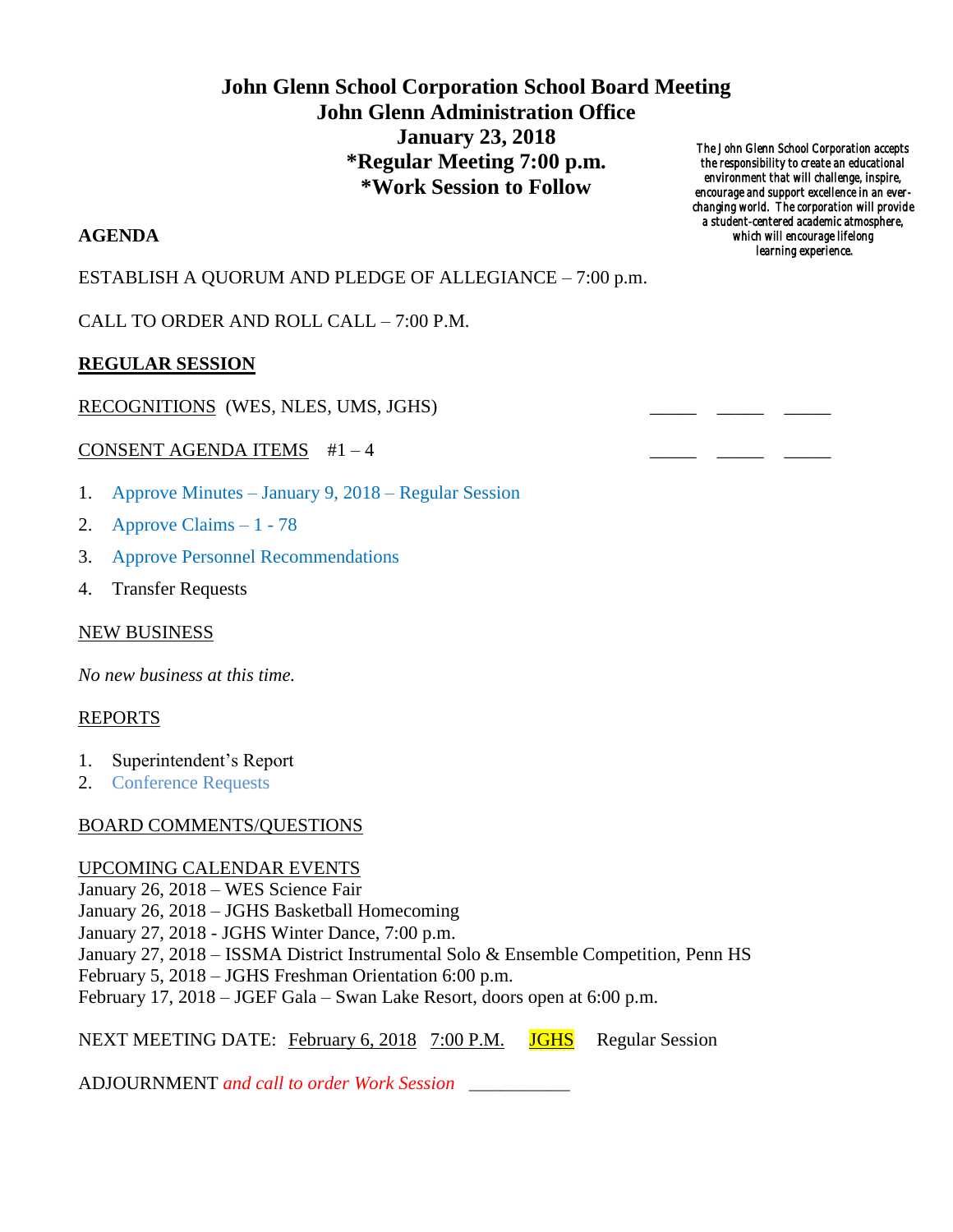# John Glenn School Corporation School Board Meeting
## John Glenn Administration Office
## January 23, 2018
## *Regular Meeting 7:00 p.m.
## *Work Session to Follow

The John Glenn School Corporation accepts the responsibility to create an educational environment that will challenge, inspire, encourage and support excellence in an ever-changing world. The corporation will provide a student-centered academic atmosphere, which will encourage lifelong learning experience.

**AGENDA**

ESTABLISH A QUORUM AND PLEDGE OF ALLEGIANCE – 7:00 p.m.

CALL TO ORDER AND ROLL CALL – 7:00 P.M.

**REGULAR SESSION**

RECOGNITIONS (WES, NLES, UMS, JGHS) _____ _____ _____

CONSENT AGENDA ITEMS #1 – 4 _____ _____ _____

1. Approve Minutes – January 9, 2018 – Regular Session
2. Approve Claims – 1 - 78
3. Approve Personnel Recommendations
4. Transfer Requests

NEW BUSINESS

*No new business at this time.*

REPORTS

1. Superintendent's Report
2. Conference Requests

BOARD COMMENTS/QUESTIONS

UPCOMING CALENDAR EVENTS

January 26, 2018 – WES Science Fair
January 26, 2018 – JGHS Basketball Homecoming
January 27, 2018 - JGHS Winter Dance, 7:00 p.m.
January 27, 2018 – ISSMA District Instrumental Solo & Ensemble Competition, Penn HS
February 5, 2018 – JGHS Freshman Orientation 6:00 p.m.
February 17, 2018 – JGEF Gala – Swan Lake Resort, doors open at 6:00 p.m.

NEXT MEETING DATE: February 6, 2018 7:00 P.M. JGHS Regular Session

ADJOURNMENT *and call to order Work Session* ___________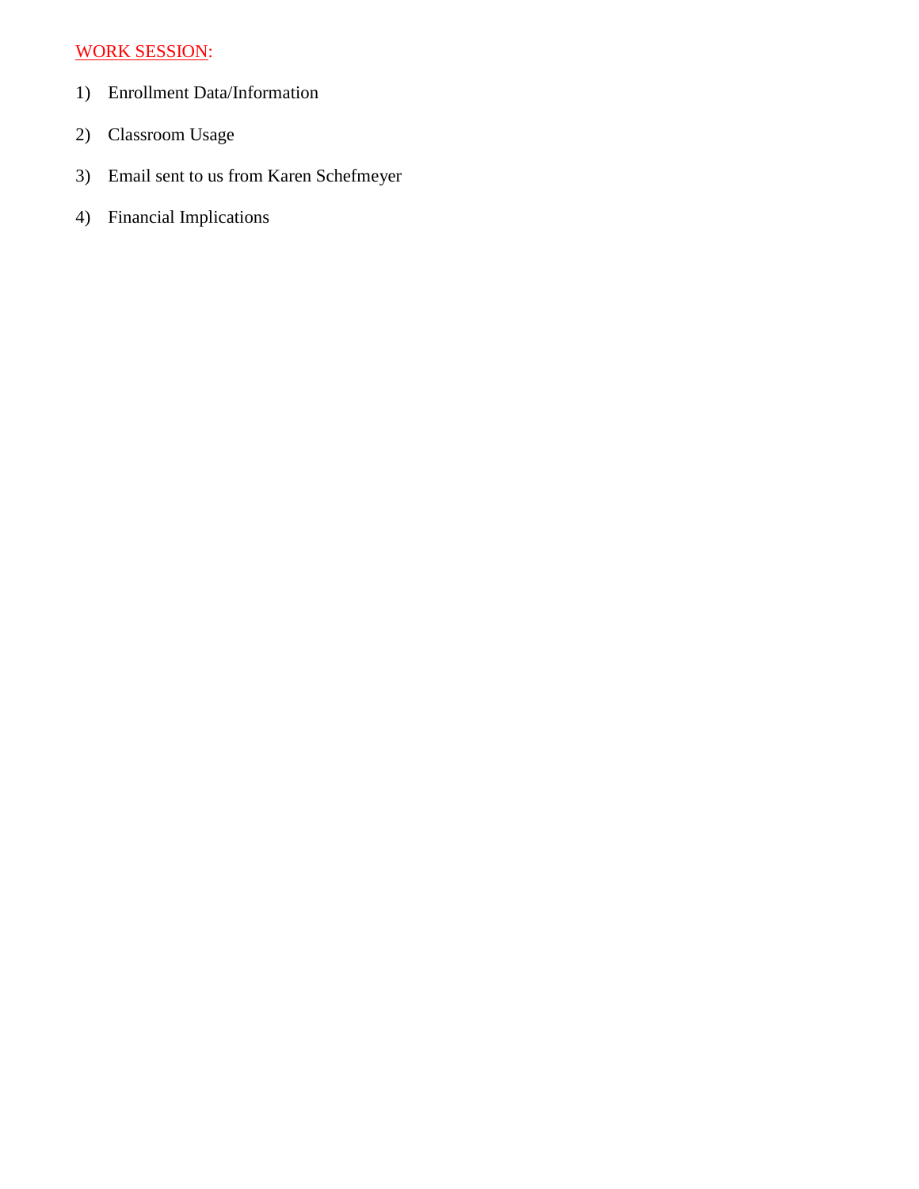WORK SESSION:

1) Enrollment Data/Information
2) Classroom Usage
3) Email sent to us from Karen Schefmeyer
4) Financial Implications